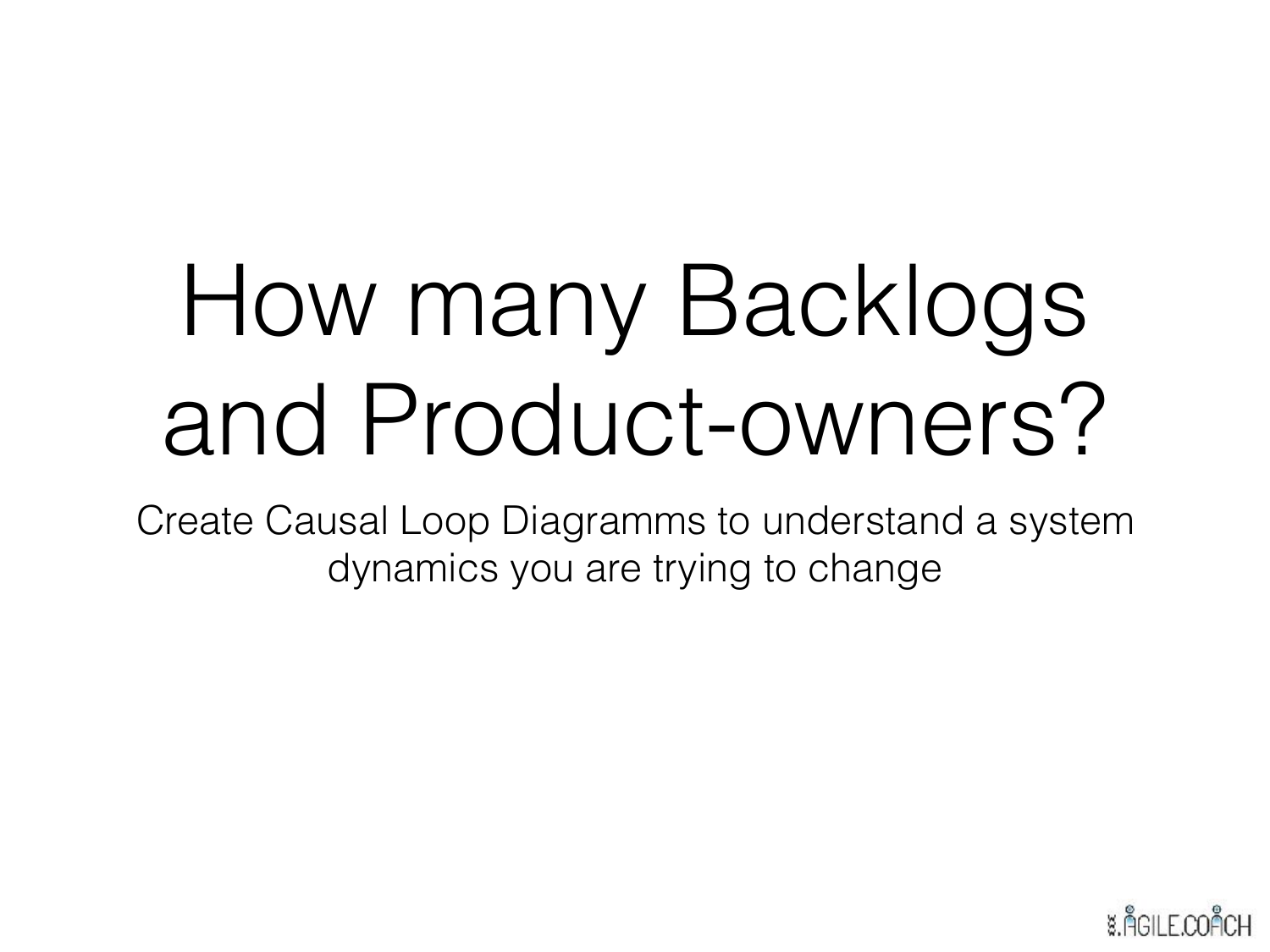# How many Backlogs and Product-owners?

Create Causal Loop Diagramms to understand a system dynamics you are trying to change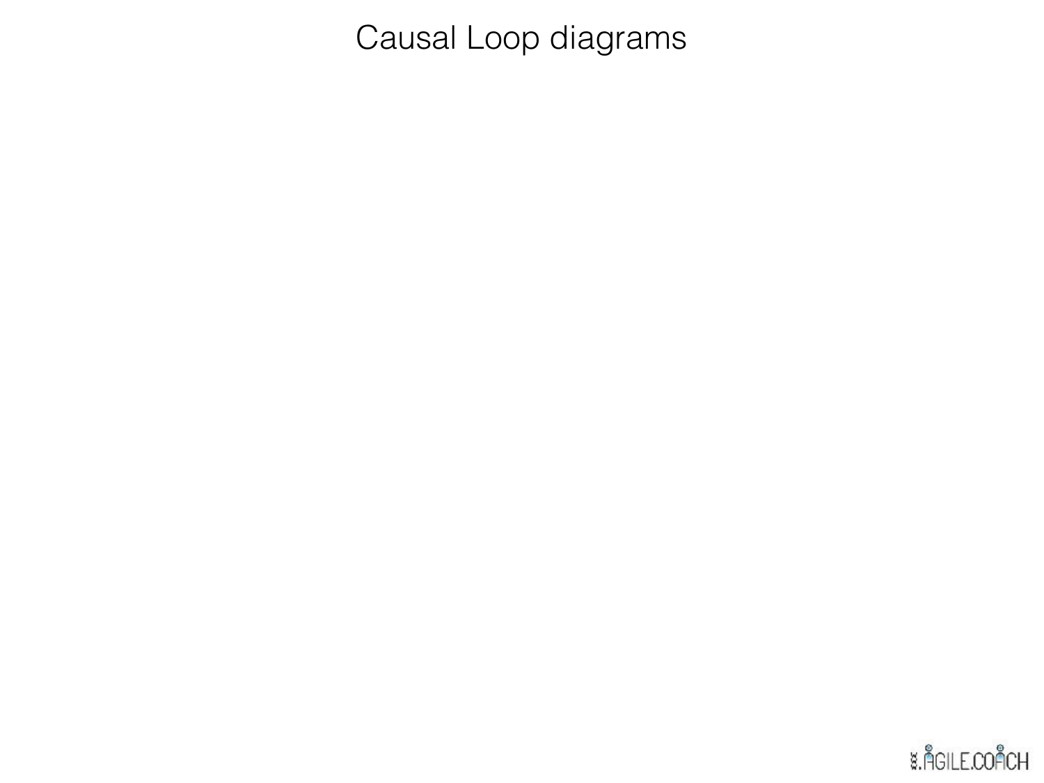# Causal Loop diagrams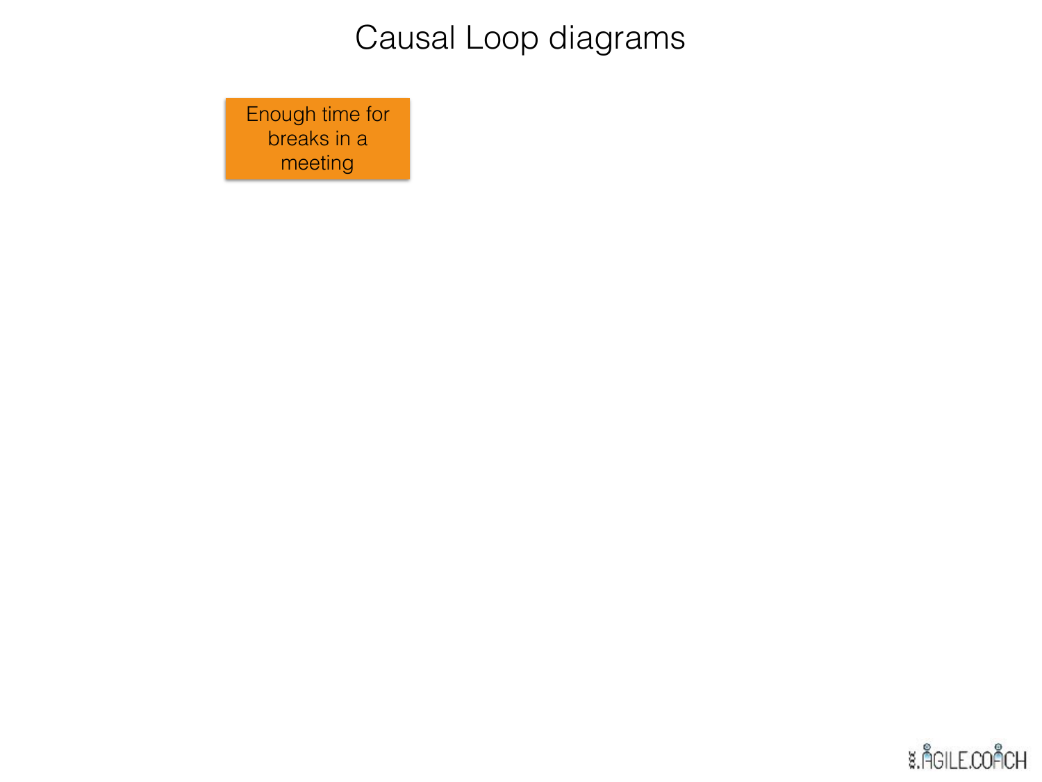# Causal Loop diagrams

Enough time for breaks in a meeting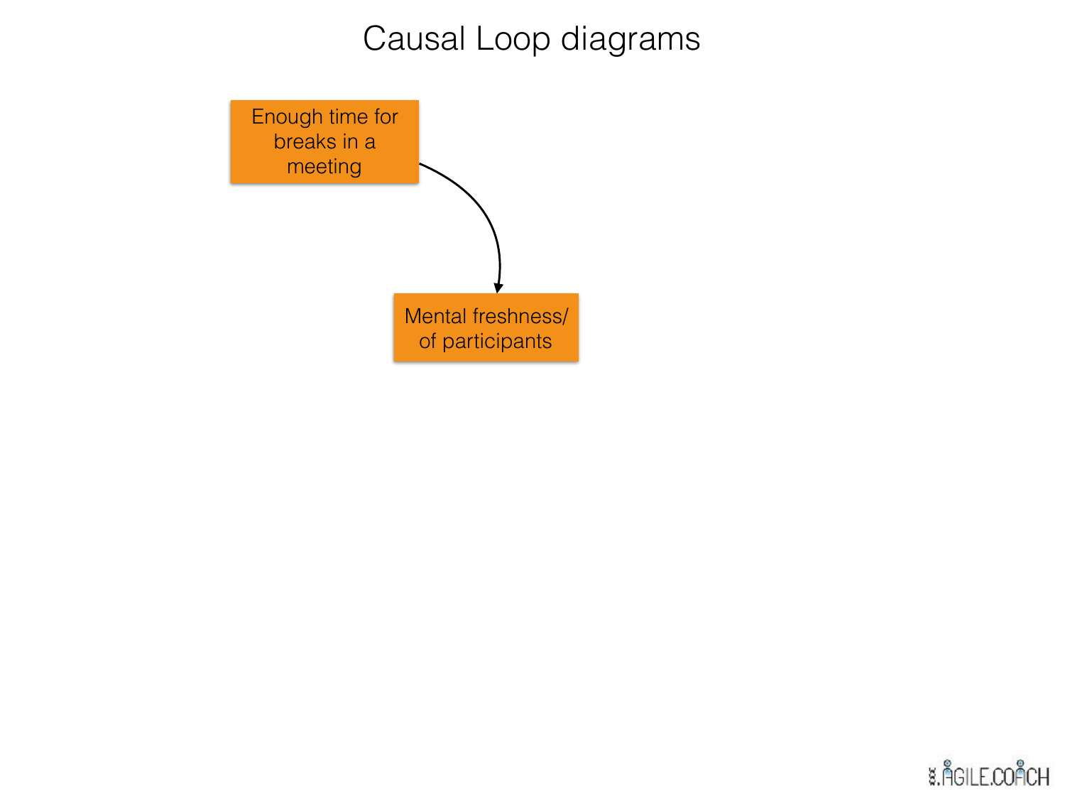# Causal Loop diagrams

Enough time for breaks in a meeting

Mental freshness/ of participants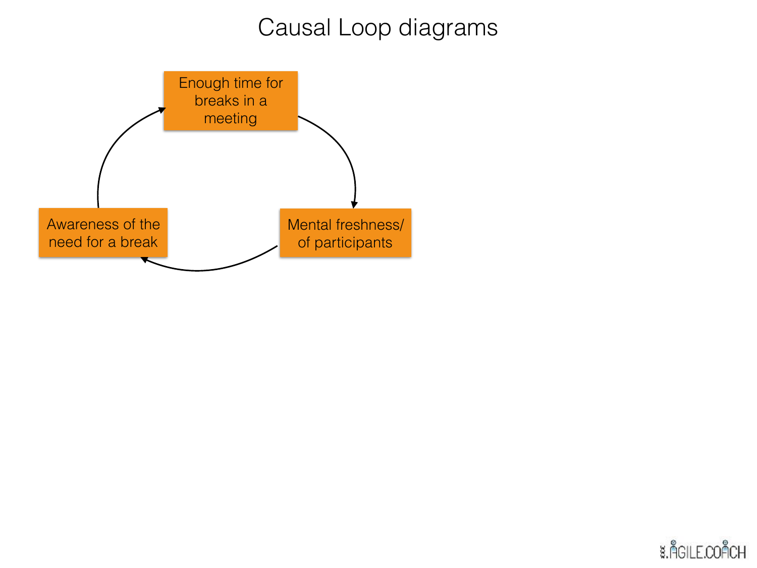# Causal Loop diagrams

Enough time for breaks in a meeting

Mental freshness/ of participants

Awareness of the need for a break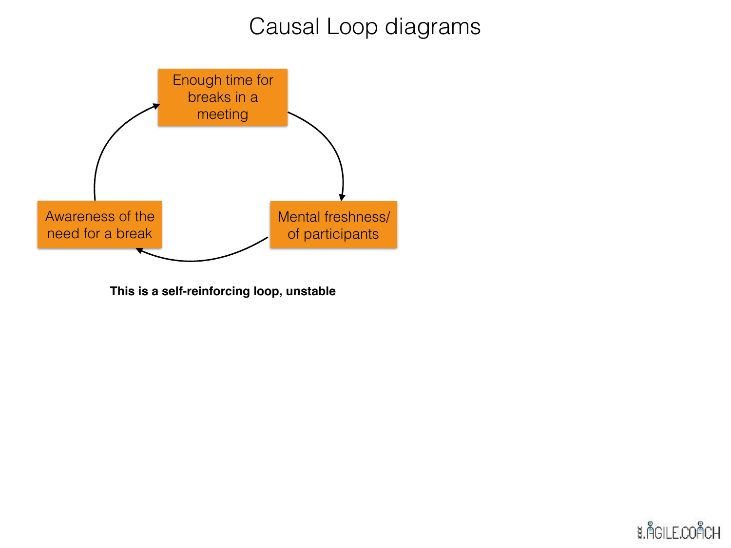# Causal Loop diagrams

Enough time for breaks in a meeting

Mental freshness/ of participants

Awareness of the need for a break

**This is a self-reinforcing loop, unstable**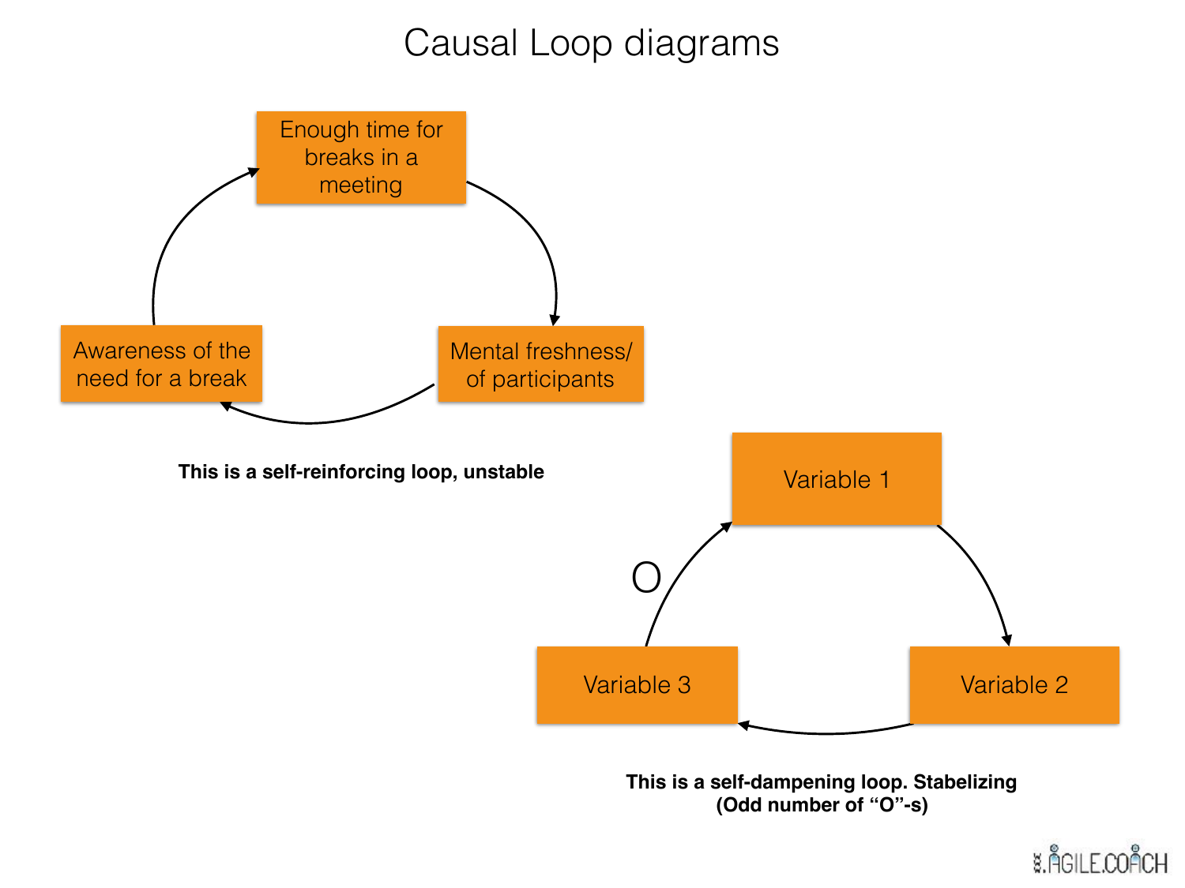# Causal Loop diagrams

Enough time for breaks in a meeting

Mental freshness/ of participants

Awareness of the need for a break

**This is a self-reinforcing loop, unstable**

Variable 1

Variable 2

Variable 3

O

**This is a self-dampening loop. Stabelizing (Odd number of "O"-s)**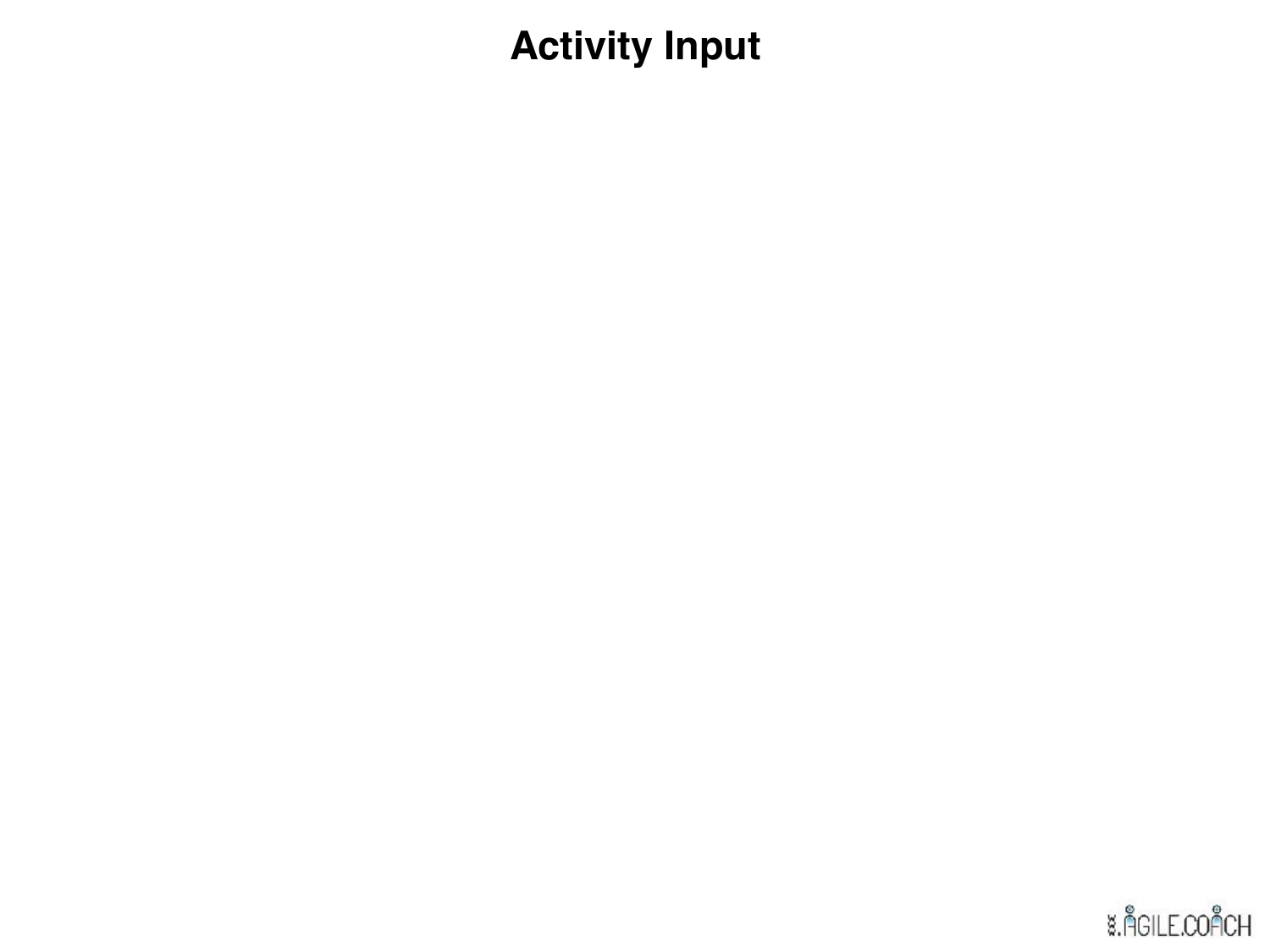# Activity Input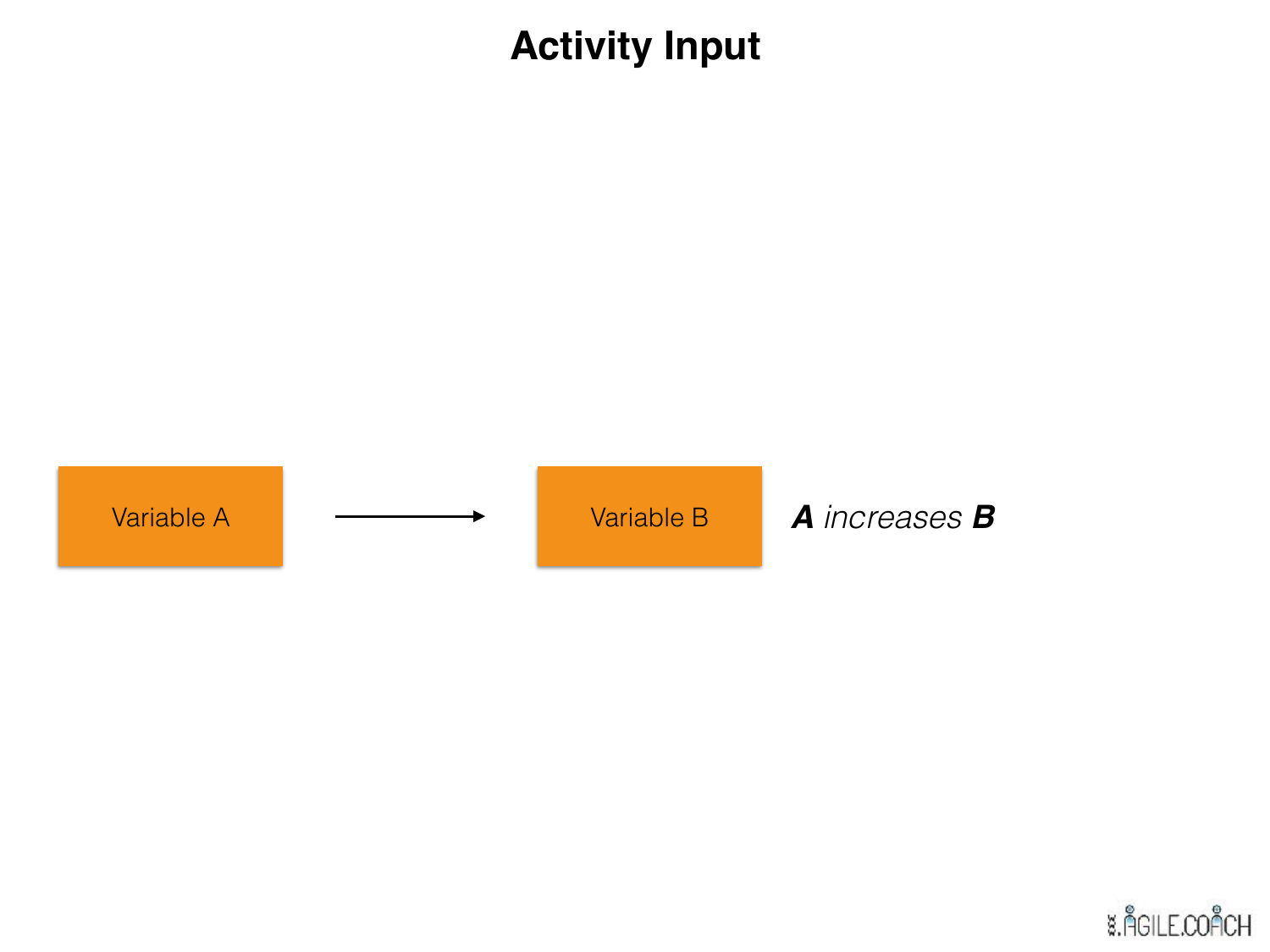# Activity Input

Variable A → Variable B

***A*** *increases* ***B***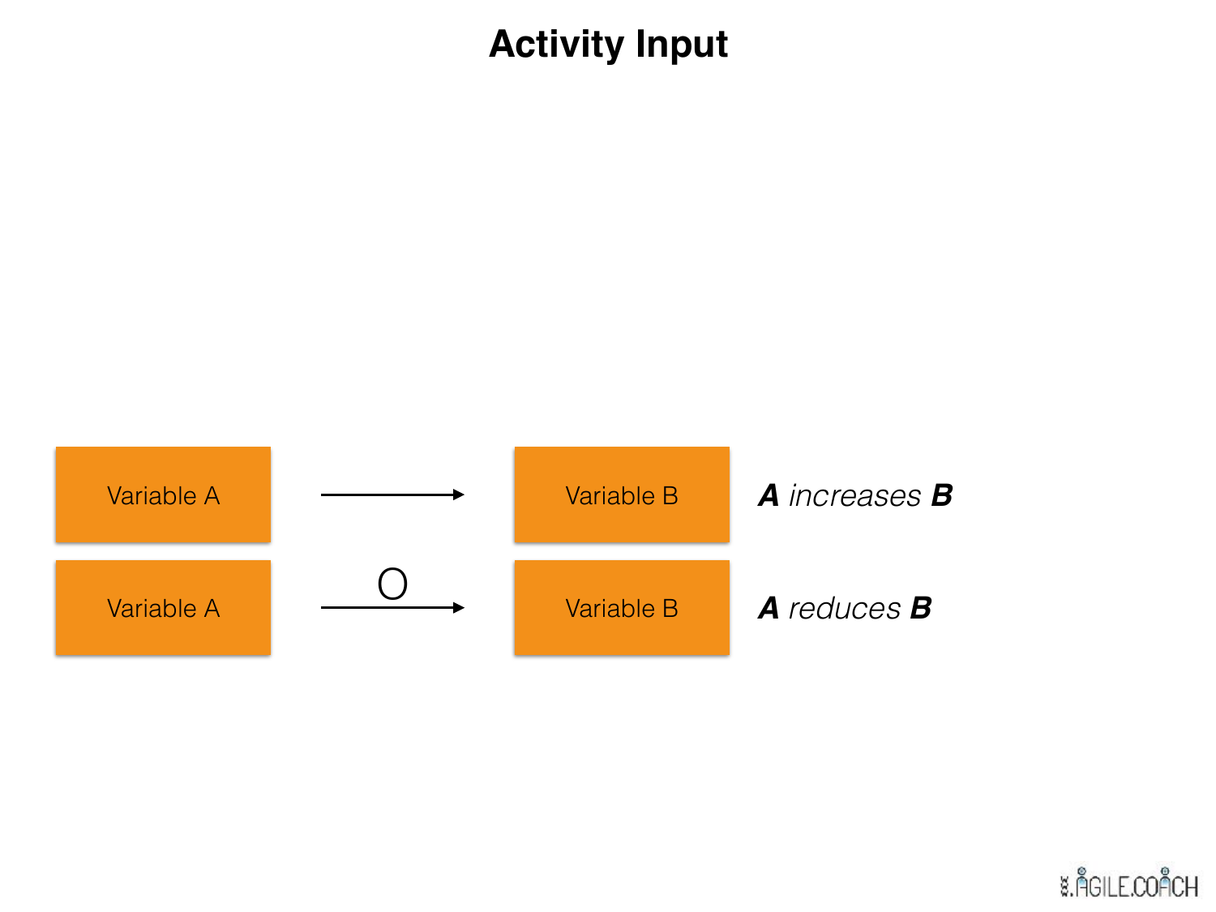# Activity Input

Variable A → Variable B — ***A** increases **B***

Variable A —O→ Variable B — ***A** reduces **B***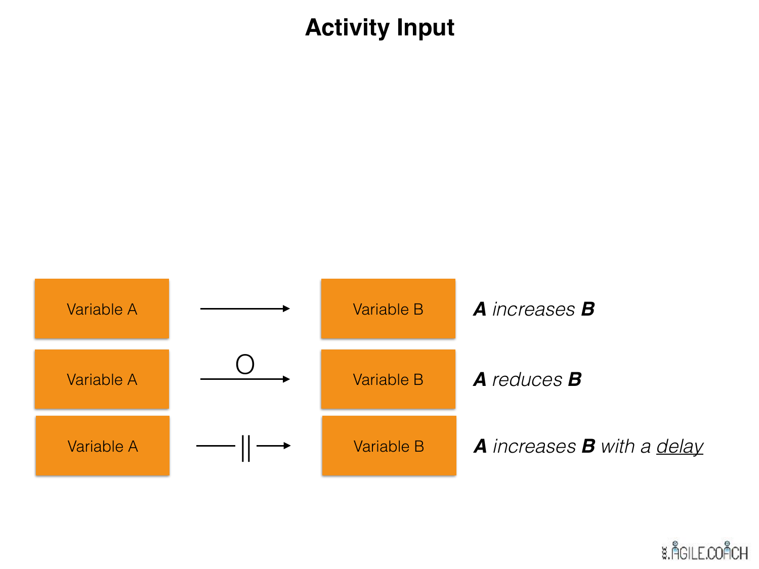# Activity Input

| | | | |
|---|---|---|---|
| Variable A | ⟶ | Variable B | ***A*** *increases* ***B*** |
| Variable A | O ⟶ | Variable B | ***A*** *reduces* ***B*** |
| Variable A | —‖⟶ | Variable B | ***A*** *increases* ***B*** *with a delay* |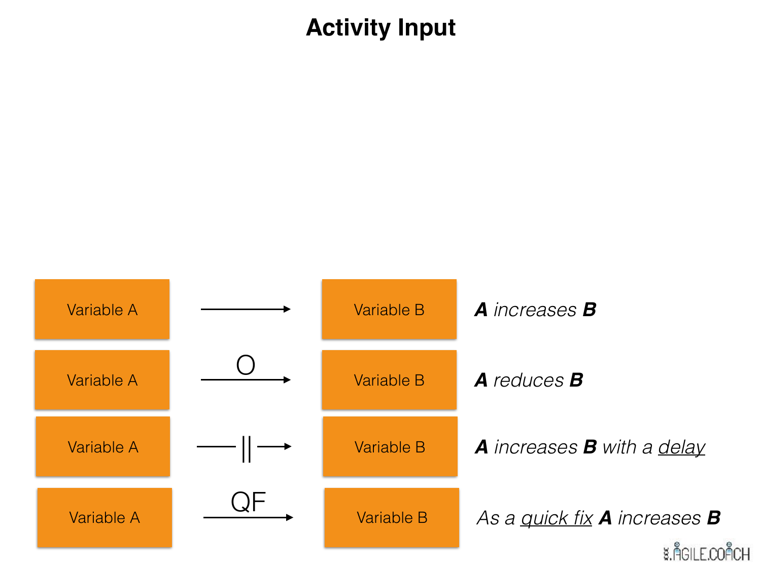# Activity Input

| Variable A | Arrow | Variable B | Meaning |
|---|---|---|---|
| Variable A | ⟶ | Variable B | ***A*** *increases* ***B*** |
| Variable A | O ⟶ | Variable B | ***A*** *reduces* ***B*** |
| Variable A | —‖⟶ | Variable B | ***A*** *increases* ***B*** *with a <u>delay</u>* |
| Variable A | QF ⟶ | Variable B | *As a <u>quick fix</u>* ***A*** *increases* ***B*** |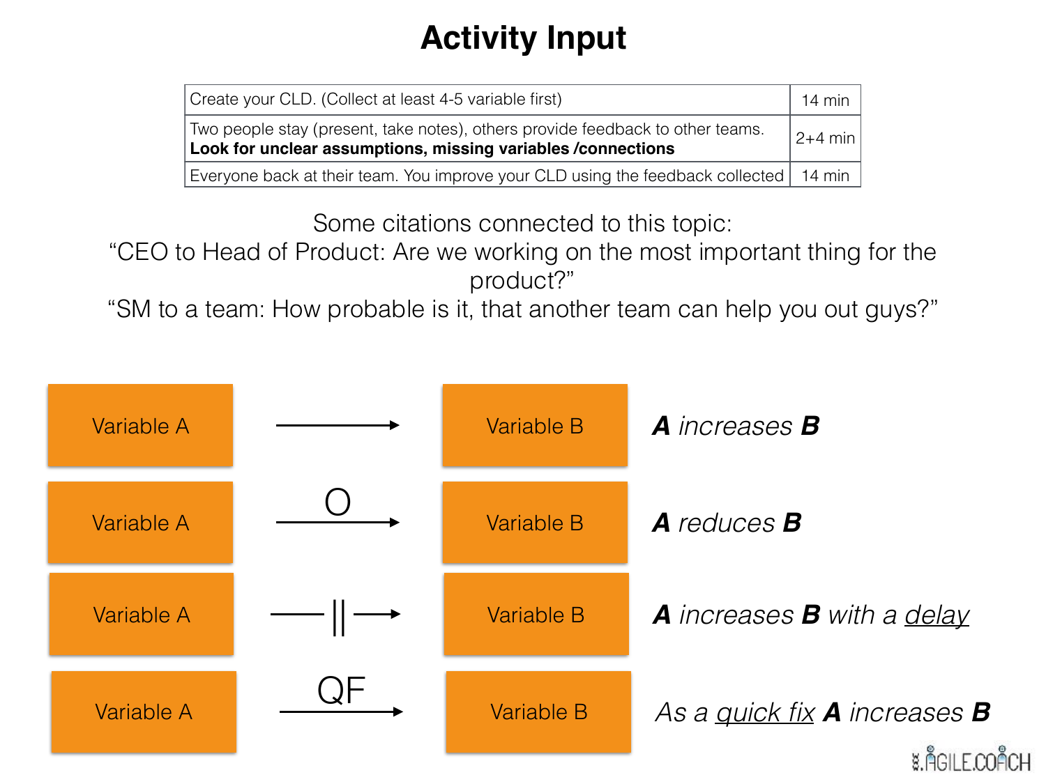# Activity Input

| | |
|---|---|
| Create your CLD. (Collect at least 4-5 variable first) | 14 min |
| Two people stay (present, take notes), others provide feedback to other teams. **Look for unclear assumptions, missing variables /connections** | 2+4 min |
| Everyone back at their team. You improve your CLD using the feedback collected | 14 min |

Some citations connected to this topic:

“CEO to Head of Product: Are we working on the most important thing for the product?”

“SM to a team: How probable is it, that another team can help you out guys?”

Variable A → Variable B — ***A** increases **B***

Variable A —O→ Variable B — ***A** reduces **B***

Variable A —||→ Variable B — ***A** increases **B** with a delay*

Variable A —QF→ Variable B — *As a quick fix **A** increases **B***